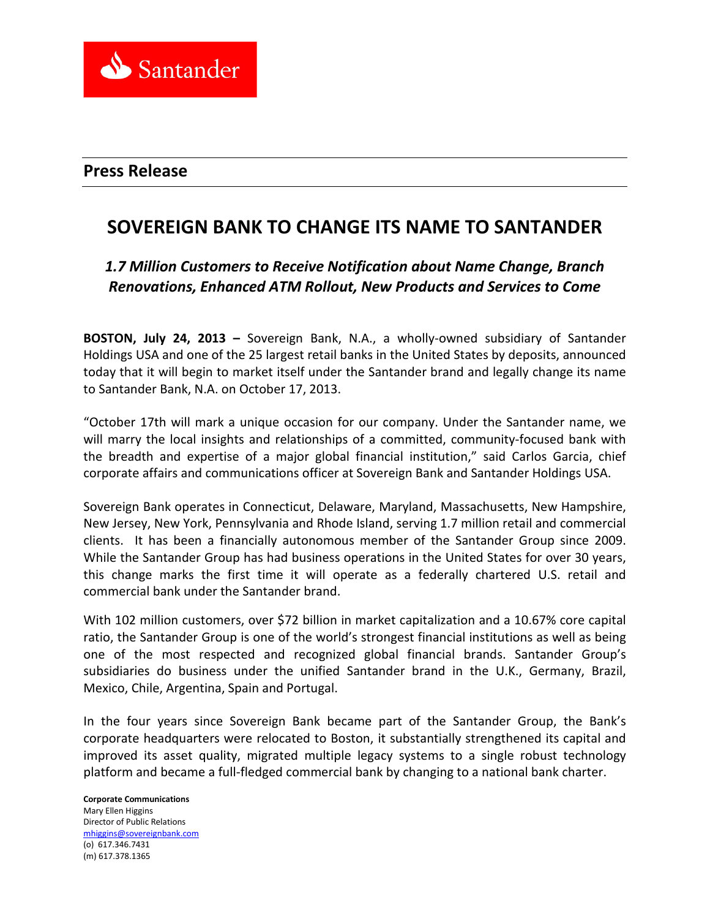Santander

**Press Release**

# SOVEREIGN BANK TO CHANGE ITS NAME TO SANTANDER

## *1.7 Million Customers to Receive Notification about Name Change, Branch Renovations, Enhanced ATM Rollout, New Products and Services to Come*

**BOSTON, July 24, 2013 –** Sovereign Bank, N.A., a wholly-owned subsidiary of Santander Holdings USA and one of the 25 largest retail banks in the United States by deposits, announced today that it will begin to market itself under the Santander brand and legally change its name to Santander Bank, N.A. on October 17, 2013.

"October 17th will mark a unique occasion for our company. Under the Santander name, we will marry the local insights and relationships of a committed, community-focused bank with the breadth and expertise of a major global financial institution," said Carlos Garcia, chief corporate affairs and communications officer at Sovereign Bank and Santander Holdings USA.

Sovereign Bank operates in Connecticut, Delaware, Maryland, Massachusetts, New Hampshire, New Jersey, New York, Pennsylvania and Rhode Island, serving 1.7 million retail and commercial clients. It has been a financially autonomous member of the Santander Group since 2009. While the Santander Group has had business operations in the United States for over 30 years, this change marks the first time it will operate as a federally chartered U.S. retail and commercial bank under the Santander brand.

With 102 million customers, over $72 billion in market capitalization and a 10.67% core capital ratio, the Santander Group is one of the world's strongest financial institutions as well as being one of the most respected and recognized global financial brands. Santander Group's subsidiaries do business under the unified Santander brand in the U.K., Germany, Brazil, Mexico, Chile, Argentina, Spain and Portugal.

In the four years since Sovereign Bank became part of the Santander Group, the Bank's corporate headquarters were relocated to Boston, it substantially strengthened its capital and improved its asset quality, migrated multiple legacy systems to a single robust technology platform and became a full-fledged commercial bank by changing to a national bank charter.

**Corporate Communications**
Mary Ellen Higgins
Director of Public Relations
mhiggins@sovereignbank.com
(o) 617.346.7431
(m) 617.378.1365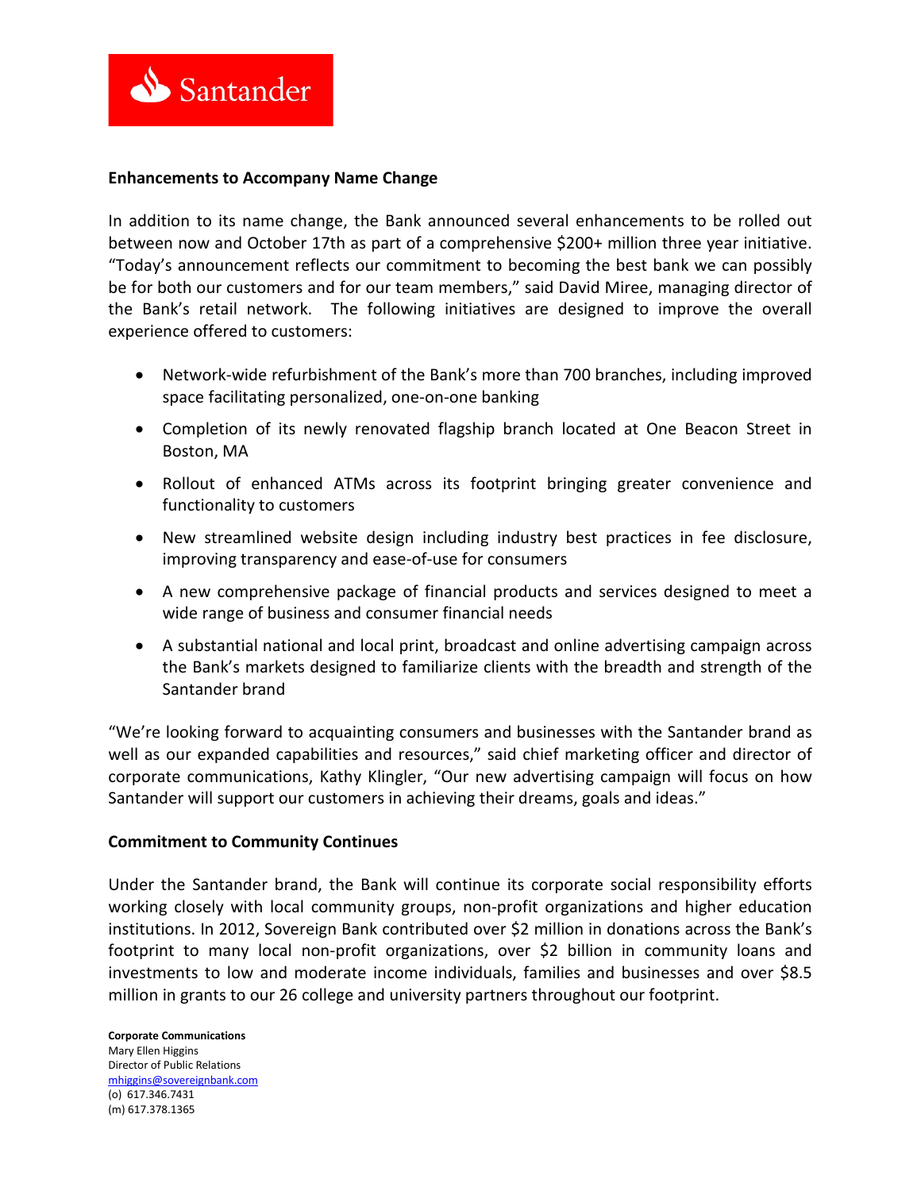**Enhancements to Accompany Name Change**

In addition to its name change, the Bank announced several enhancements to be rolled out between now and October 17th as part of a comprehensive $200+ million three year initiative. "Today's announcement reflects our commitment to becoming the best bank we can possibly be for both our customers and for our team members," said David Miree, managing director of the Bank's retail network. The following initiatives are designed to improve the overall experience offered to customers:

- Network-wide refurbishment of the Bank's more than 700 branches, including improved space facilitating personalized, one-on-one banking
- Completion of its newly renovated flagship branch located at One Beacon Street in Boston, MA
- Rollout of enhanced ATMs across its footprint bringing greater convenience and functionality to customers
- New streamlined website design including industry best practices in fee disclosure, improving transparency and ease-of-use for consumers
- A new comprehensive package of financial products and services designed to meet a wide range of business and consumer financial needs
- A substantial national and local print, broadcast and online advertising campaign across the Bank's markets designed to familiarize clients with the breadth and strength of the Santander brand

"We're looking forward to acquainting consumers and businesses with the Santander brand as well as our expanded capabilities and resources," said chief marketing officer and director of corporate communications, Kathy Klingler, "Our new advertising campaign will focus on how Santander will support our customers in achieving their dreams, goals and ideas."

**Commitment to Community Continues**

Under the Santander brand, the Bank will continue its corporate social responsibility efforts working closely with local community groups, non-profit organizations and higher education institutions. In 2012, Sovereign Bank contributed over $2 million in donations across the Bank's footprint to many local non-profit organizations, over $2 billion in community loans and investments to low and moderate income individuals, families and businesses and over $8.5 million in grants to our 26 college and university partners throughout our footprint.

**Corporate Communications**
Mary Ellen Higgins
Director of Public Relations
mhiggins@sovereignbank.com
(o) 617.346.7431
(m) 617.378.1365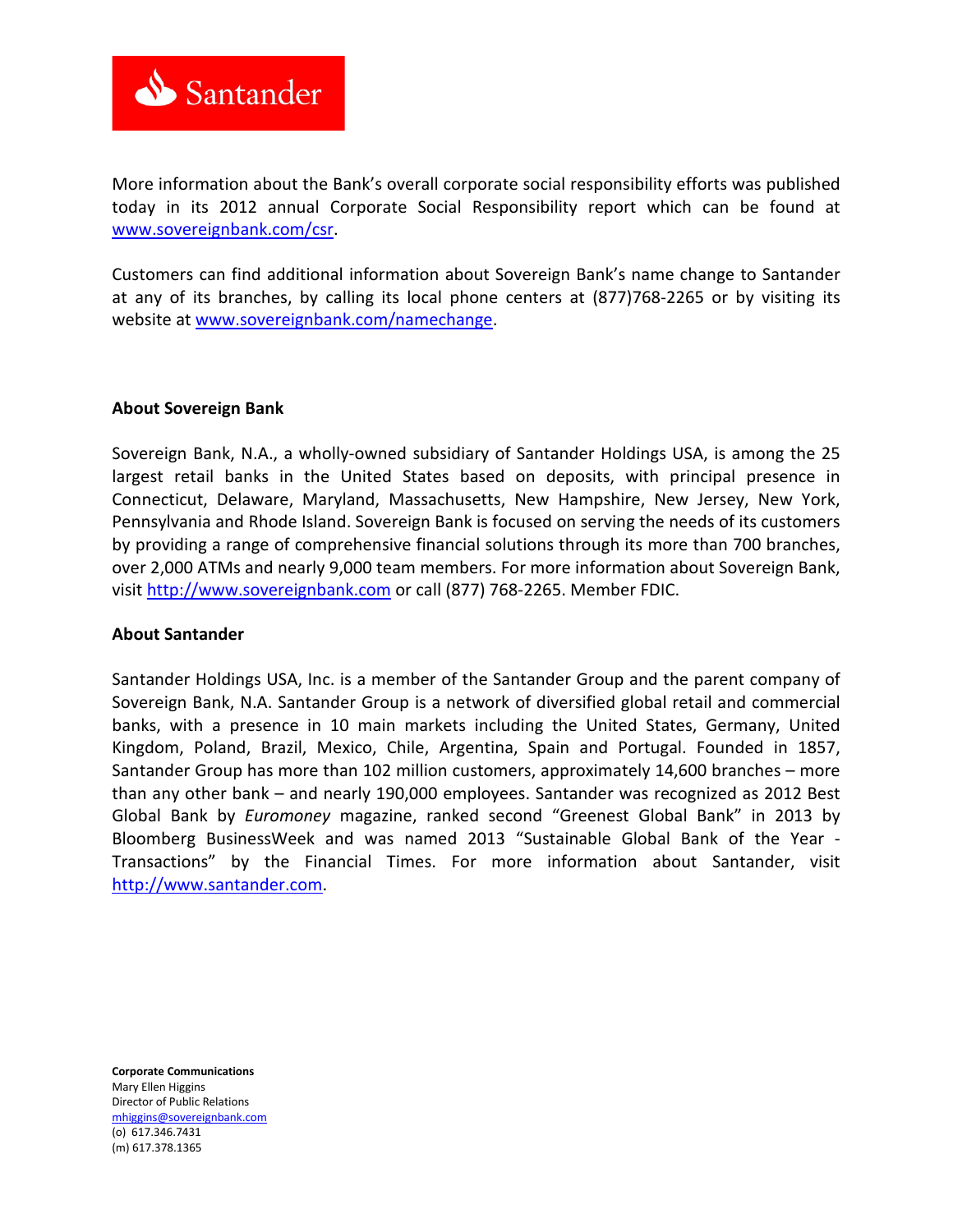More information about the Bank's overall corporate social responsibility efforts was published today in its 2012 annual Corporate Social Responsibility report which can be found at www.sovereignbank.com/csr.

Customers can find additional information about Sovereign Bank's name change to Santander at any of its branches, by calling its local phone centers at (877)768-2265 or by visiting its website at www.sovereignbank.com/namechange.

**About Sovereign Bank**

Sovereign Bank, N.A., a wholly-owned subsidiary of Santander Holdings USA, is among the 25 largest retail banks in the United States based on deposits, with principal presence in Connecticut, Delaware, Maryland, Massachusetts, New Hampshire, New Jersey, New York, Pennsylvania and Rhode Island. Sovereign Bank is focused on serving the needs of its customers by providing a range of comprehensive financial solutions through its more than 700 branches, over 2,000 ATMs and nearly 9,000 team members. For more information about Sovereign Bank, visit http://www.sovereignbank.com or call (877) 768-2265. Member FDIC.

**About Santander**

Santander Holdings USA, Inc. is a member of the Santander Group and the parent company of Sovereign Bank, N.A. Santander Group is a network of diversified global retail and commercial banks, with a presence in 10 main markets including the United States, Germany, United Kingdom, Poland, Brazil, Mexico, Chile, Argentina, Spain and Portugal. Founded in 1857, Santander Group has more than 102 million customers, approximately 14,600 branches – more than any other bank – and nearly 190,000 employees. Santander was recognized as 2012 Best Global Bank by *Euromoney* magazine, ranked second "Greenest Global Bank" in 2013 by Bloomberg BusinessWeek and was named 2013 "Sustainable Global Bank of the Year - Transactions" by the Financial Times. For more information about Santander, visit http://www.santander.com.

**Corporate Communications**
Mary Ellen Higgins
Director of Public Relations
mhiggins@sovereignbank.com
(o) 617.346.7431
(m) 617.378.1365